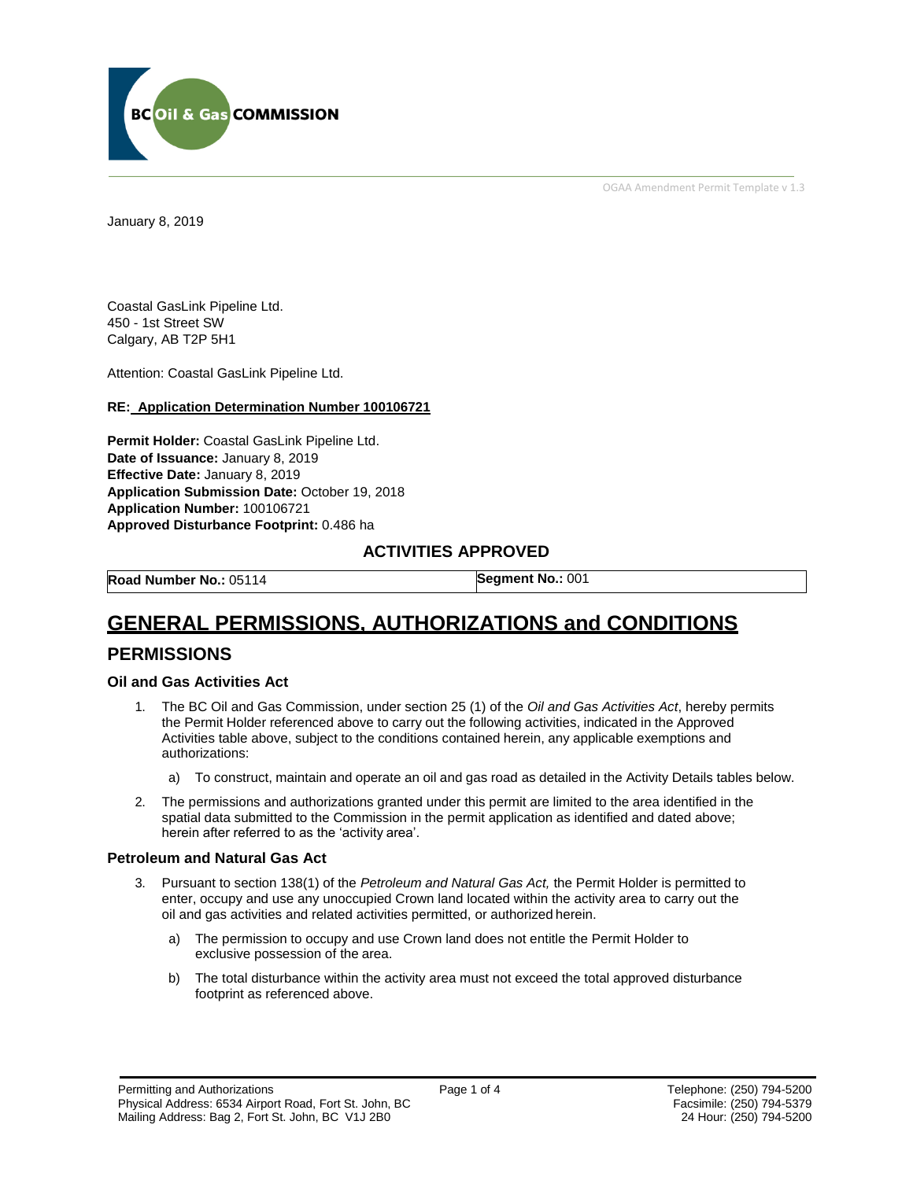OGAA Amendment Permit Template v 1.3

January 8, 2019

Coastal GasLink Pipeline Ltd.
450 - 1st Street SW
Calgary, AB T2P 5H1

Attention: Coastal GasLink Pipeline Ltd.

**RE: Application Determination Number 100106721**

**Permit Holder:** Coastal GasLink Pipeline Ltd.
**Date of Issuance:** January 8, 2019
**Effective Date:** January 8, 2019
**Application Submission Date:** October 19, 2018
**Application Number:** 100106721
**Approved Disturbance Footprint:** 0.486 ha

### ACTIVITIES APPROVED

| **Road Number No.:** 05114 | **Segment No.:** 001 |
|---|---|

# GENERAL PERMISSIONS, AUTHORIZATIONS and CONDITIONS

## PERMISSIONS

### Oil and Gas Activities Act

1. The BC Oil and Gas Commission, under section 25 (1) of the *Oil and Gas Activities Act*, hereby permits the Permit Holder referenced above to carry out the following activities, indicated in the Approved Activities table above, subject to the conditions contained herein, any applicable exemptions and authorizations:
   a) To construct, maintain and operate an oil and gas road as detailed in the Activity Details tables below.
2. The permissions and authorizations granted under this permit are limited to the area identified in the spatial data submitted to the Commission in the permit application as identified and dated above; herein after referred to as the 'activity area'.

### Petroleum and Natural Gas Act

3. Pursuant to section 138(1) of the *Petroleum and Natural Gas Act,* the Permit Holder is permitted to enter, occupy and use any unoccupied Crown land located within the activity area to carry out the oil and gas activities and related activities permitted, or authorized herein.
   a) The permission to occupy and use Crown land does not entitle the Permit Holder to exclusive possession of the area.
   b) The total disturbance within the activity area must not exceed the total approved disturbance footprint as referenced above.

Permitting and Authorizations
Physical Address: 6534 Airport Road, Fort St. John, BC
Mailing Address: Bag 2, Fort St. John, BC V1J 2B0

Telephone: (250) 794-5200
Facsimile: (250) 794-5379
24 Hour: (250) 794-5200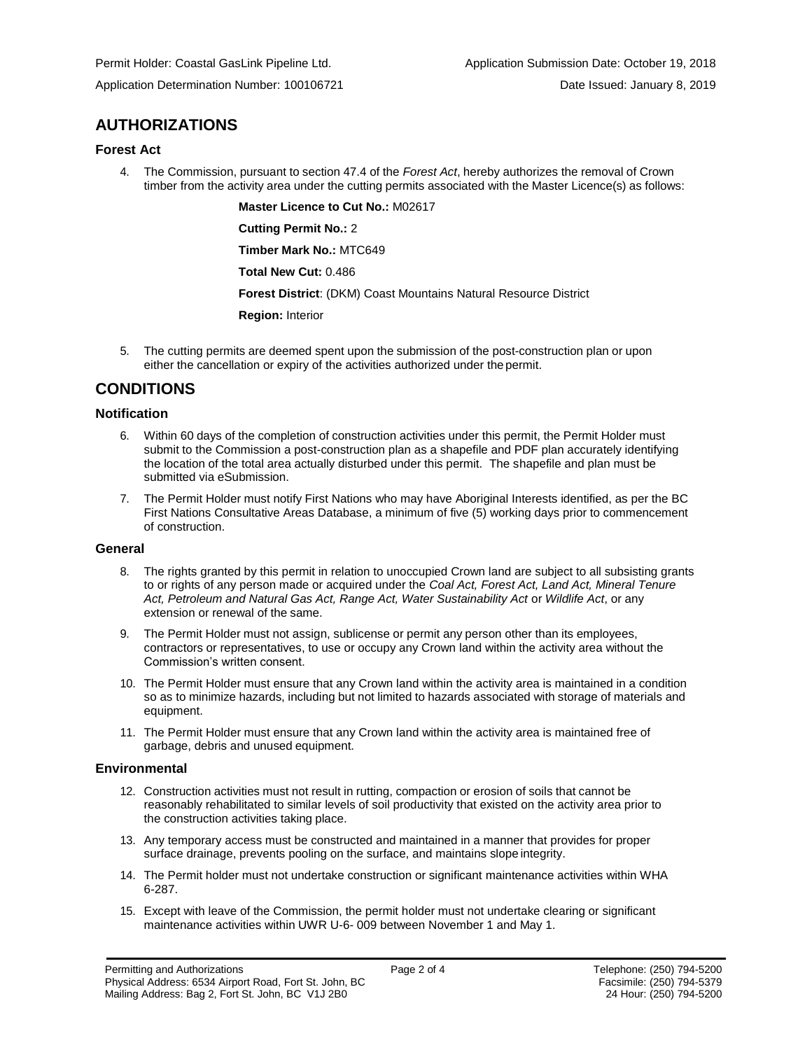Permit Holder: Coastal GasLink Pipeline Ltd.
Application Submission Date: October 19, 2018

Application Determination Number: 100106721
Date Issued: January 8, 2019

# AUTHORIZATIONS

### Forest Act

4. The Commission, pursuant to section 47.4 of the *Forest Act*, hereby authorizes the removal of Crown timber from the activity area under the cutting permits associated with the Master Licence(s) as follows:

   **Master Licence to Cut No.:** M02617

   **Cutting Permit No.:** 2

   **Timber Mark No.:** MTC649

   **Total New Cut:** 0.486

   **Forest District**: (DKM) Coast Mountains Natural Resource District

   **Region:** Interior

5. The cutting permits are deemed spent upon the submission of the post-construction plan or upon either the cancellation or expiry of the activities authorized under the permit.

# CONDITIONS

### Notification

6. Within 60 days of the completion of construction activities under this permit, the Permit Holder must submit to the Commission a post-construction plan as a shapefile and PDF plan accurately identifying the location of the total area actually disturbed under this permit. The shapefile and plan must be submitted via eSubmission.

7. The Permit Holder must notify First Nations who may have Aboriginal Interests identified, as per the BC First Nations Consultative Areas Database, a minimum of five (5) working days prior to commencement of construction.

### General

8. The rights granted by this permit in relation to unoccupied Crown land are subject to all subsisting grants to or rights of any person made or acquired under the *Coal Act, Forest Act, Land Act, Mineral Tenure Act, Petroleum and Natural Gas Act, Range Act, Water Sustainability Act* or *Wildlife Act*, or any extension or renewal of the same.

9. The Permit Holder must not assign, sublicense or permit any person other than its employees, contractors or representatives, to use or occupy any Crown land within the activity area without the Commission's written consent.

10. The Permit Holder must ensure that any Crown land within the activity area is maintained in a condition so as to minimize hazards, including but not limited to hazards associated with storage of materials and equipment.

11. The Permit Holder must ensure that any Crown land within the activity area is maintained free of garbage, debris and unused equipment.

### Environmental

12. Construction activities must not result in rutting, compaction or erosion of soils that cannot be reasonably rehabilitated to similar levels of soil productivity that existed on the activity area prior to the construction activities taking place.

13. Any temporary access must be constructed and maintained in a manner that provides for proper surface drainage, prevents pooling on the surface, and maintains slope integrity.

14. The Permit holder must not undertake construction or significant maintenance activities within WHA 6-287.

15. Except with leave of the Commission, the permit holder must not undertake clearing or significant maintenance activities within UWR U-6- 009 between November 1 and May 1.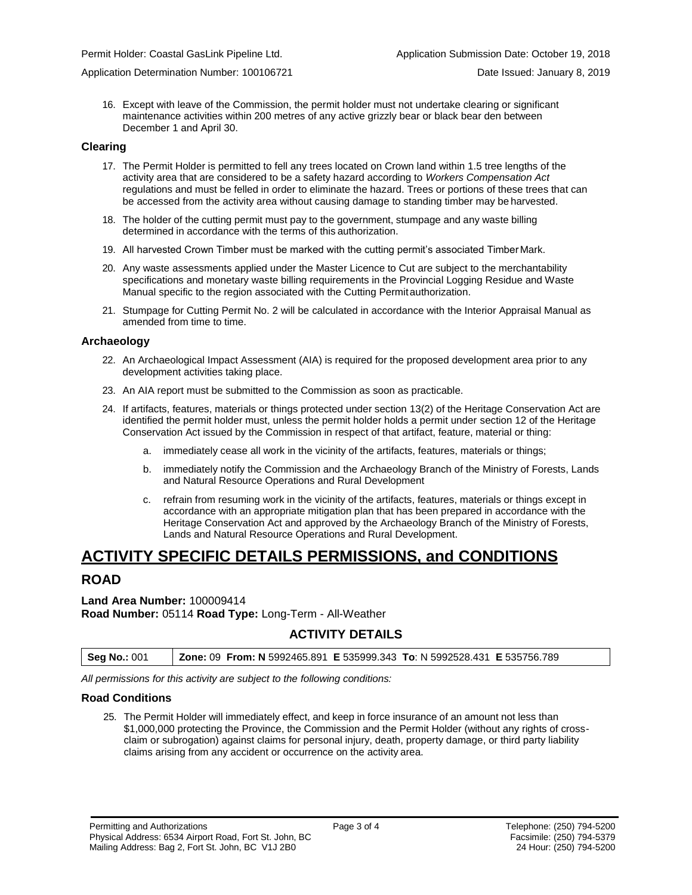16. Except with leave of the Commission, the permit holder must not undertake clearing or significant maintenance activities within 200 metres of any active grizzly bear or black bear den between December 1 and April 30.

### Clearing

17. The Permit Holder is permitted to fell any trees located on Crown land within 1.5 tree lengths of the activity area that are considered to be a safety hazard according to *Workers Compensation Act* regulations and must be felled in order to eliminate the hazard. Trees or portions of these trees that can be accessed from the activity area without causing damage to standing timber may be harvested.
18. The holder of the cutting permit must pay to the government, stumpage and any waste billing determined in accordance with the terms of this authorization.
19. All harvested Crown Timber must be marked with the cutting permit's associated Timber Mark.
20. Any waste assessments applied under the Master Licence to Cut are subject to the merchantability specifications and monetary waste billing requirements in the Provincial Logging Residue and Waste Manual specific to the region associated with the Cutting Permit authorization.
21. Stumpage for Cutting Permit No. 2 will be calculated in accordance with the Interior Appraisal Manual as amended from time to time.

### Archaeology

22. An Archaeological Impact Assessment (AIA) is required for the proposed development area prior to any development activities taking place.
23. An AIA report must be submitted to the Commission as soon as practicable.
24. If artifacts, features, materials or things protected under section 13(2) of the Heritage Conservation Act are identified the permit holder must, unless the permit holder holds a permit under section 12 of the Heritage Conservation Act issued by the Commission in respect of that artifact, feature, material or thing:
    a. immediately cease all work in the vicinity of the artifacts, features, materials or things;
    b. immediately notify the Commission and the Archaeology Branch of the Ministry of Forests, Lands and Natural Resource Operations and Rural Development
    c. refrain from resuming work in the vicinity of the artifacts, features, materials or things except in accordance with an appropriate mitigation plan that has been prepared in accordance with the Heritage Conservation Act and approved by the Archaeology Branch of the Ministry of Forests, Lands and Natural Resource Operations and Rural Development.

# ACTIVITY SPECIFIC DETAILS PERMISSIONS, and CONDITIONS

## ROAD

**Land Area Number:** 100009414
**Road Number:** 05114 **Road Type:** Long-Term - All-Weather

### ACTIVITY DETAILS

| **Seg No.:** 001 | **Zone:** 09 **From: N** 5992465.891 **E** 535999.343 **To**: N 5992528.431 **E** 535756.789 |
|---|---|

*All permissions for this activity are subject to the following conditions:*

### Road Conditions

25. The Permit Holder will immediately effect, and keep in force insurance of an amount not less than $1,000,000 protecting the Province, the Commission and the Permit Holder (without any rights of cross-claim or subrogation) against claims for personal injury, death, property damage, or third party liability claims arising from any accident or occurrence on the activity area.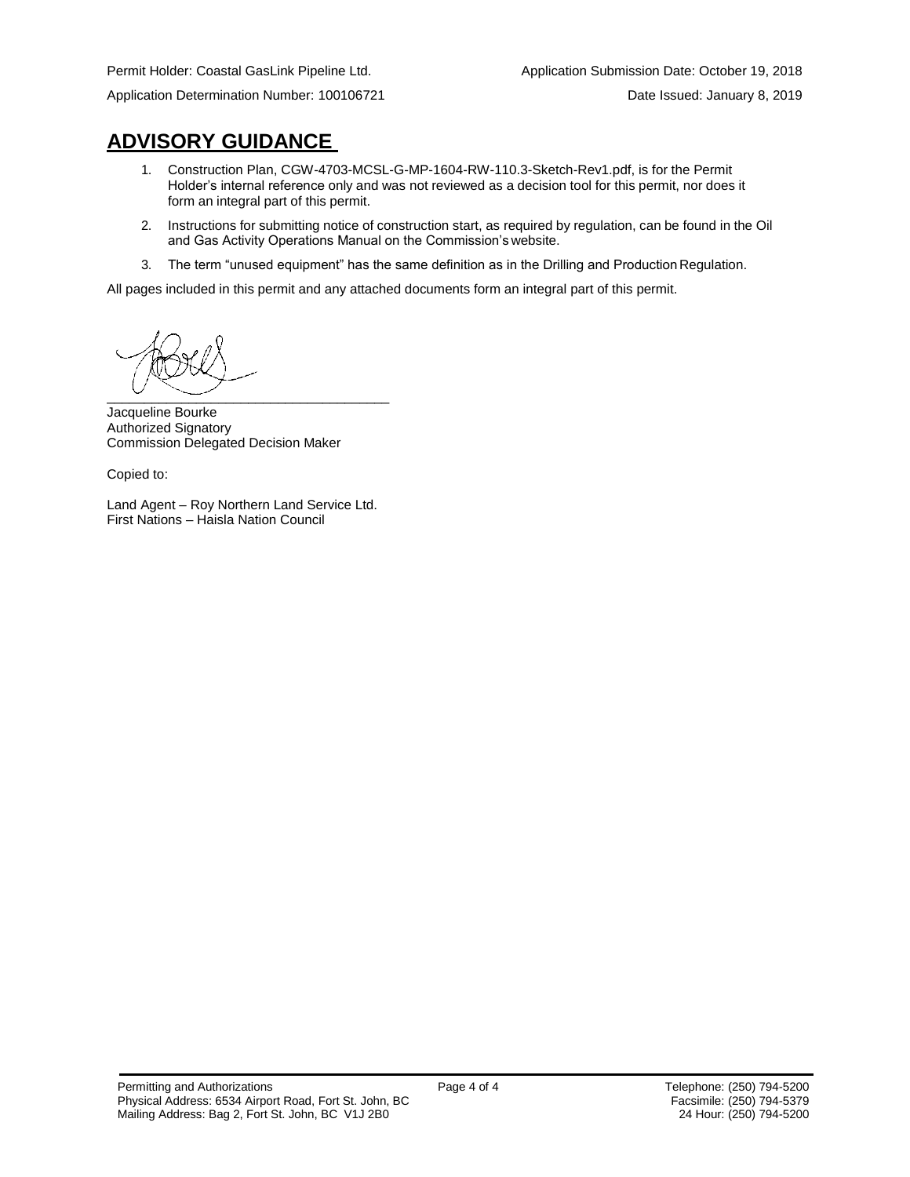Permit Holder: Coastal GasLink Pipeline Ltd. Application Submission Date: October 19, 2018

Application Determination Number: 100106721 Date Issued: January 8, 2019

## ADVISORY GUIDANCE

1. Construction Plan, CGW-4703-MCSL-G-MP-1604-RW-110.3-Sketch-Rev1.pdf, is for the Permit Holder's internal reference only and was not reviewed as a decision tool for this permit, nor does it form an integral part of this permit.
2. Instructions for submitting notice of construction start, as required by regulation, can be found in the Oil and Gas Activity Operations Manual on the Commission's website.
3. The term "unused equipment" has the same definition as in the Drilling and Production Regulation.

All pages included in this permit and any attached documents form an integral part of this permit.

Jacqueline Bourke
Authorized Signatory
Commission Delegated Decision Maker

Copied to:

Land Agent – Roy Northern Land Service Ltd.
First Nations – Haisla Nation Council

Permitting and Authorizations
Physical Address: 6534 Airport Road, Fort St. John, BC
Mailing Address: Bag 2, Fort St. John, BC V1J 2B0

Telephone: (250) 794-5200
Facsimile: (250) 794-5379
24 Hour: (250) 794-5200